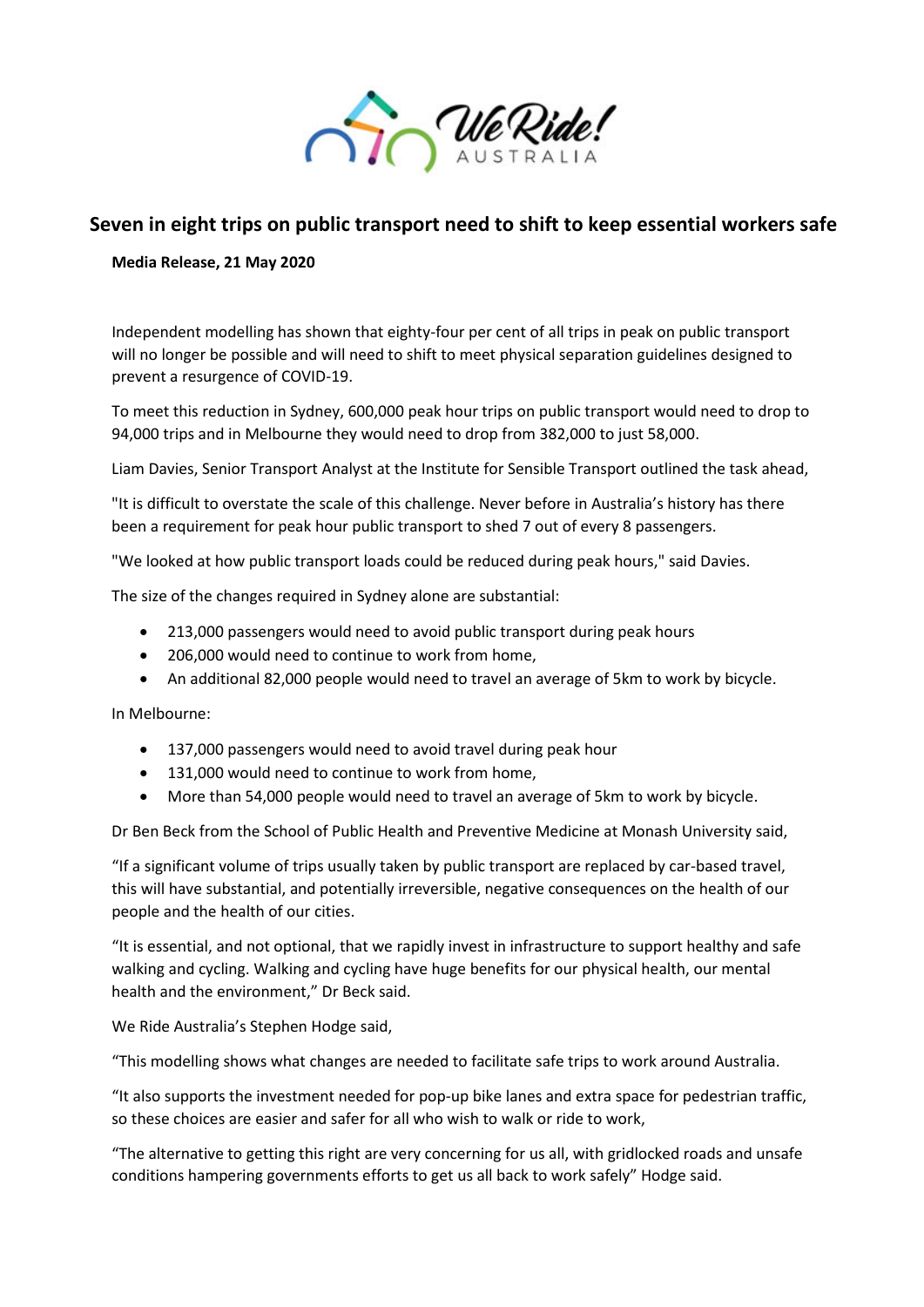# Seven in eight trips on public transport need to shift to keep essential workers safe

**Media Release, 21 May 2020**

Independent modelling has shown that eighty-four per cent of all trips in peak on public transport will no longer be possible and will need to shift to meet physical separation guidelines designed to prevent a resurgence of COVID-19.

To meet this reduction in Sydney, 600,000 peak hour trips on public transport would need to drop to 94,000 trips and in Melbourne they would need to drop from 382,000 to just 58,000.

Liam Davies, Senior Transport Analyst at the Institute for Sensible Transport outlined the task ahead,

"It is difficult to overstate the scale of this challenge. Never before in Australia's history has there been a requirement for peak hour public transport to shed 7 out of every 8 passengers.

"We looked at how public transport loads could be reduced during peak hours," said Davies.

The size of the changes required in Sydney alone are substantial:

- 213,000 passengers would need to avoid public transport during peak hours
- 206,000 would need to continue to work from home,
- An additional 82,000 people would need to travel an average of 5km to work by bicycle.

In Melbourne:

- 137,000 passengers would need to avoid travel during peak hour
- 131,000 would need to continue to work from home,
- More than 54,000 people would need to travel an average of 5km to work by bicycle.

Dr Ben Beck from the School of Public Health and Preventive Medicine at Monash University said,

"If a significant volume of trips usually taken by public transport are replaced by car-based travel, this will have substantial, and potentially irreversible, negative consequences on the health of our people and the health of our cities.

"It is essential, and not optional, that we rapidly invest in infrastructure to support healthy and safe walking and cycling. Walking and cycling have huge benefits for our physical health, our mental health and the environment," Dr Beck said.

We Ride Australia's Stephen Hodge said,

"This modelling shows what changes are needed to facilitate safe trips to work around Australia.

"It also supports the investment needed for pop-up bike lanes and extra space for pedestrian traffic, so these choices are easier and safer for all who wish to walk or ride to work,

"The alternative to getting this right are very concerning for us all, with gridlocked roads and unsafe conditions hampering governments efforts to get us all back to work safely" Hodge said.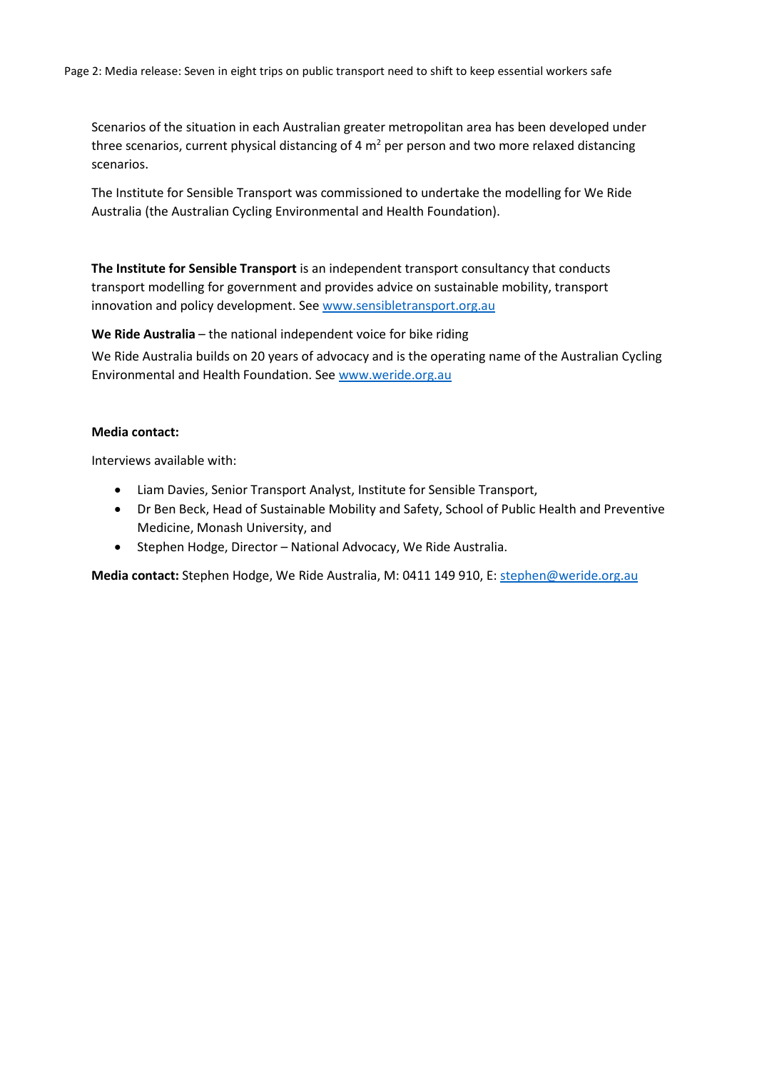Scenarios of the situation in each Australian greater metropolitan area has been developed under three scenarios, current physical distancing of 4 $m^2$ per person and two more relaxed distancing scenarios.

The Institute for Sensible Transport was commissioned to undertake the modelling for We Ride Australia (the Australian Cycling Environmental and Health Foundation).

**The Institute for Sensible Transport** is an independent transport consultancy that conducts transport modelling for government and provides advice on sustainable mobility, transport innovation and policy development. See [www.sensibletransport.org.au](www.sensibletransport.org.au)

**We Ride Australia** – the national independent voice for bike riding

We Ride Australia builds on 20 years of advocacy and is the operating name of the Australian Cycling Environmental and Health Foundation. See [www.weride.org.au](www.weride.org.au)

**Media contact:**

Interviews available with:

- Liam Davies, Senior Transport Analyst, Institute for Sensible Transport,
- Dr Ben Beck, Head of Sustainable Mobility and Safety, School of Public Health and Preventive Medicine, Monash University, and
- Stephen Hodge, Director – National Advocacy, We Ride Australia.

**Media contact:** Stephen Hodge, We Ride Australia, M: 0411 149 910, E: [stephen@weride.org.au](mailto:stephen@weride.org.au)